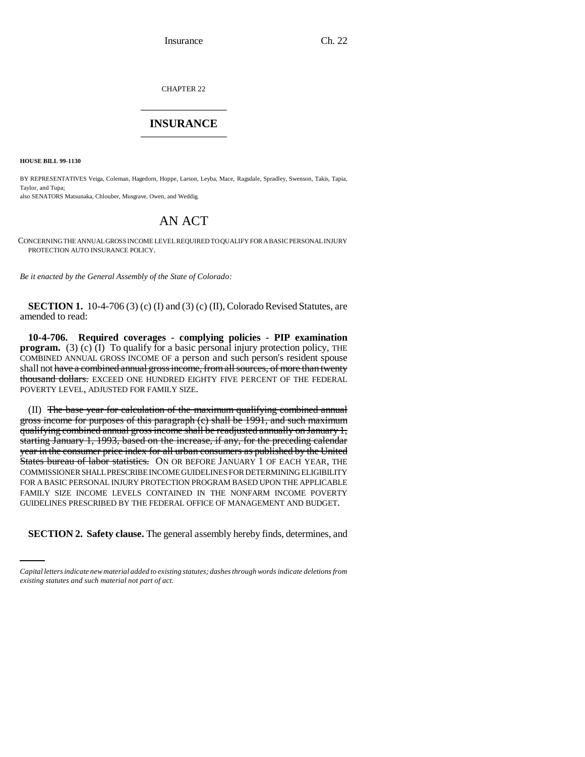CHAPTER 22

# INSURANCE

**HOUSE BILL 99-1130**

BY REPRESENTATIVES Veiga, Coleman, Hagedorn, Hoppe, Larson, Leyba, Mace, Ragsdale, Spradley, Swenson, Takis, Tapia, Taylor, and Tupa;
also SENATORS Matsunaka, Chlouber, Musgrave, Owen, and Weddig.

# AN ACT

CONCERNING THE ANNUAL GROSS INCOME LEVEL REQUIRED TO QUALIFY FOR A BASIC PERSONAL INJURY PROTECTION AUTO INSURANCE POLICY.

*Be it enacted by the General Assembly of the State of Colorado:*

**SECTION 1.** 10-4-706 (3) (c) (I) and (3) (c) (II), Colorado Revised Statutes, are amended to read:

**10-4-706. Required coverages - complying policies - PIP examination program.** (3) (c) (I) To qualify for a basic personal injury protection policy, THE COMBINED ANNUAL GROSS INCOME OF a person and such person's resident spouse shall not ~~have a combined annual gross income, from all sources, of more than twenty thousand dollars.~~ EXCEED ONE HUNDRED EIGHTY FIVE PERCENT OF THE FEDERAL POVERTY LEVEL, ADJUSTED FOR FAMILY SIZE.

(II) ~~The base year for calculation of the maximum qualifying combined annual gross income for purposes of this paragraph (c) shall be 1991, and such maximum qualifying combined annual gross income shall be readjusted annually on January 1, starting January 1, 1993, based on the increase, if any, for the preceding calendar year in the consumer price index for all urban consumers as published by the United States bureau of labor statistics.~~ ON OR BEFORE JANUARY 1 OF EACH YEAR, THE COMMISSIONER SHALL PRESCRIBE INCOME GUIDELINES FOR DETERMINING ELIGIBILITY FOR A BASIC PERSONAL INJURY PROTECTION PROGRAM BASED UPON THE APPLICABLE FAMILY SIZE INCOME LEVELS CONTAINED IN THE NONFARM INCOME POVERTY GUIDELINES PRESCRIBED BY THE FEDERAL OFFICE OF MANAGEMENT AND BUDGET.

**SECTION 2. Safety clause.** The general assembly hereby finds, determines, and

*Capital letters indicate new material added to existing statutes; dashes through words indicate deletions from existing statutes and such material not part of act.*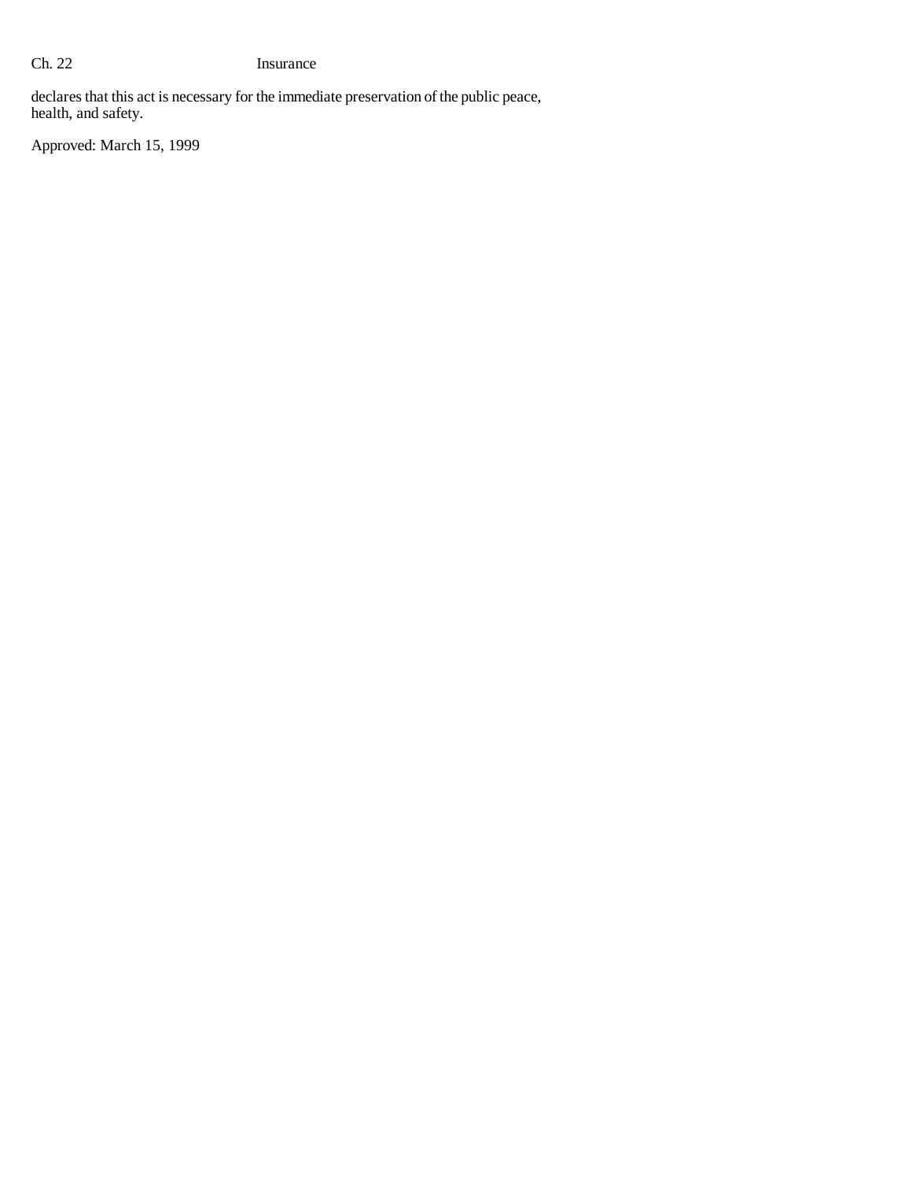declares that this act is necessary for the immediate preservation of the public peace, health, and safety.

Approved: March 15, 1999